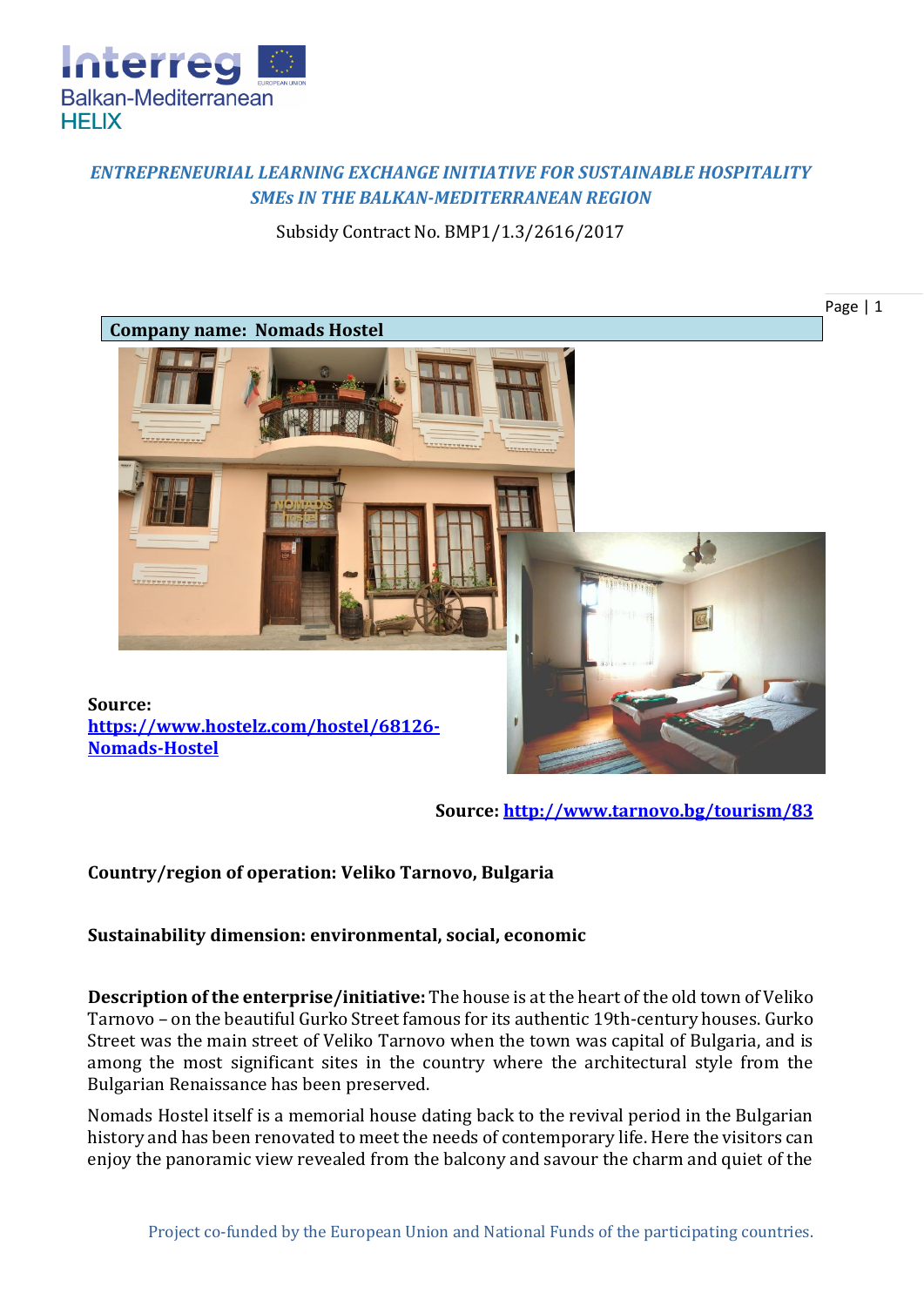*ENTREPRENEURIAL LEARNING EXCHANGE INITIATIVE FOR SUSTAINABLE HOSPITALITY SMEs IN THE BALKAN-MEDITERRANEAN REGION*

Subsidy Contract No. BMP1/1.3/2616/2017

**Company name: Nomads Hostel**

**Source:** [https://www.hostelz.com/hostel/68126-Nomads-Hostel](https://www.hostelz.com/hostel/68126-Nomads-Hostel)

**Source:** [http://www.tarnovo.bg/tourism/83](http://www.tarnovo.bg/tourism/83)

**Country/region of operation: Veliko Tarnovo, Bulgaria**

**Sustainability dimension: environmental, social, economic**

**Description of the enterprise/initiative:** The house is at the heart of the old town of Veliko Tarnovo – on the beautiful Gurko Street famous for its authentic 19th-century houses. Gurko Street was the main street of Veliko Tarnovo when the town was capital of Bulgaria, and is among the most significant sites in the country where the architectural style from the Bulgarian Renaissance has been preserved.

Nomads Hostel itself is a memorial house dating back to the revival period in the Bulgarian history and has been renovated to meet the needs of contemporary life. Here the visitors can enjoy the panoramic view revealed from the balcony and savour the charm and quiet of the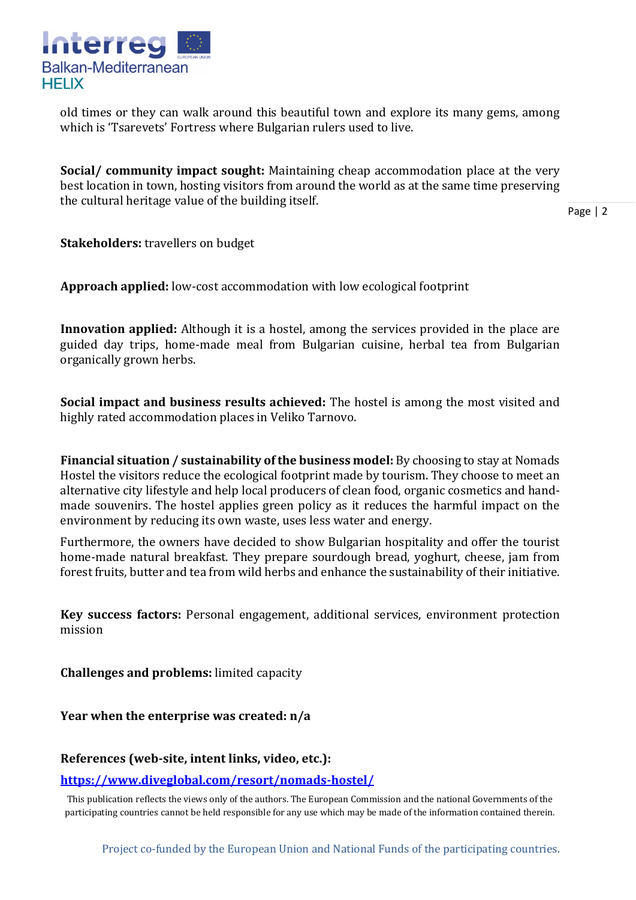old times or they can walk around this beautiful town and explore its many gems, among which is 'Tsarevets' Fortress where Bulgarian rulers used to live.

**Social/ community impact sought:** Maintaining cheap accommodation place at the very best location in town, hosting visitors from around the world as at the same time preserving the cultural heritage value of the building itself.

**Stakeholders:** travellers on budget

**Approach applied:** low-cost accommodation with low ecological footprint

**Innovation applied:** Although it is a hostel, among the services provided in the place are guided day trips, home-made meal from Bulgarian cuisine, herbal tea from Bulgarian organically grown herbs.

**Social impact and business results achieved:** The hostel is among the most visited and highly rated accommodation places in Veliko Tarnovo.

**Financial situation / sustainability of the business model:** By choosing to stay at Nomads Hostel the visitors reduce the ecological footprint made by tourism. They choose to meet an alternative city lifestyle and help local producers of clean food, organic cosmetics and hand-made souvenirs. The hostel applies green policy as it reduces the harmful impact on the environment by reducing its own waste, uses less water and energy.

Furthermore, the owners have decided to show Bulgarian hospitality and offer the tourist home-made natural breakfast. They prepare sourdough bread, yoghurt, cheese, jam from forest fruits, butter and tea from wild herbs and enhance the sustainability of their initiative.

**Key success factors:** Personal engagement, additional services, environment protection mission

**Challenges and problems:** limited capacity

**Year when the enterprise was created: n/a**

**References (web-site, intent links, video, etc.):**

[https://www.diveglobal.com/resort/nomads-hostel/](https://www.diveglobal.com/resort/nomads-hostel/)

This publication reflects the views only of the authors. The European Commission and the national Governments of the participating countries cannot be held responsible for any use which may be made of the information contained therein.

Project co-funded by the European Union and National Funds of the participating countries.